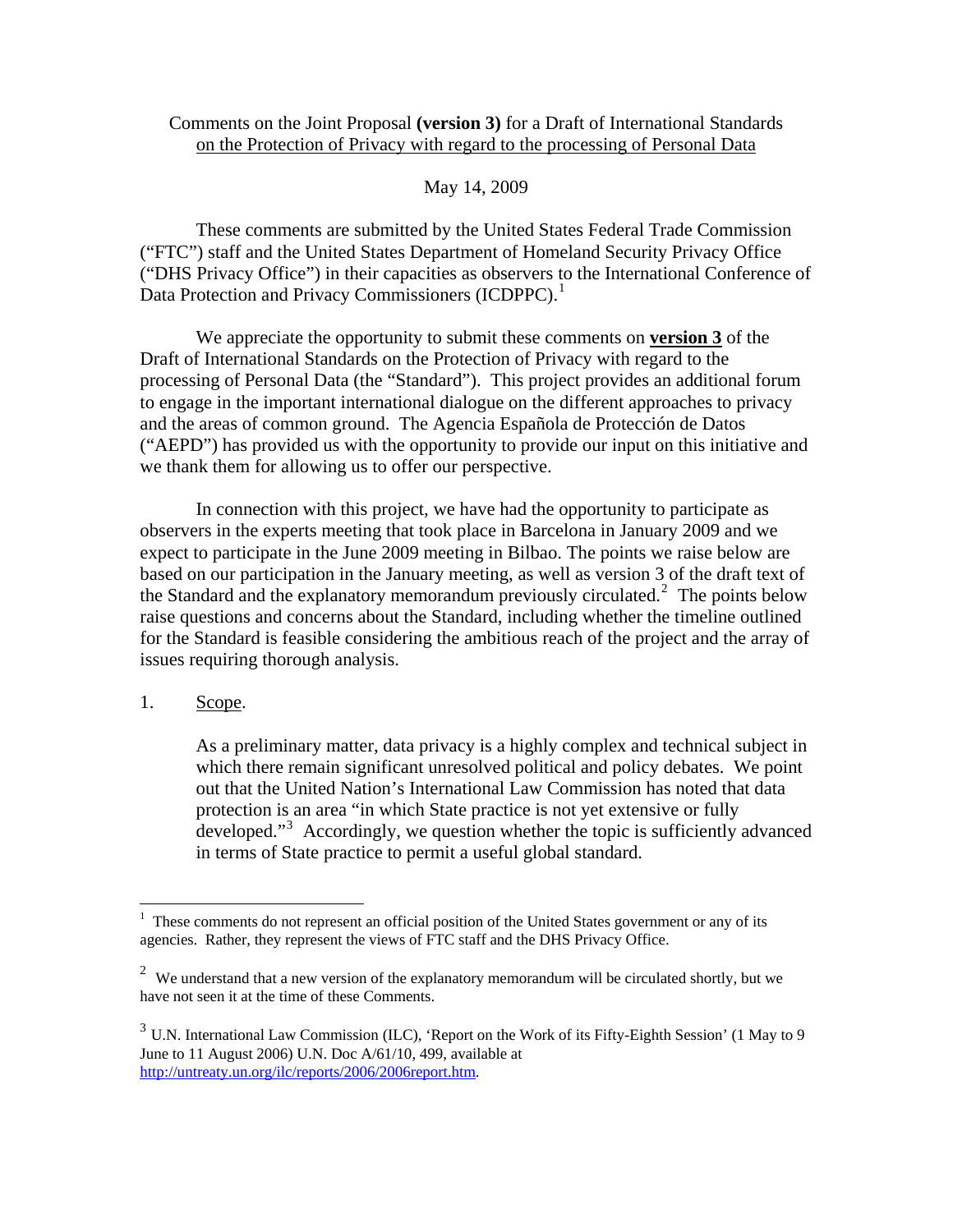Comments on the Joint Proposal **(version 3)** for a Draft of International Standards on the Protection of Privacy with regard to the processing of Personal Data

May 14, 2009

These comments are submitted by the United States Federal Trade Commission ("FTC") staff and the United States Department of Homeland Security Privacy Office ("DHS Privacy Office") in their capacities as observers to the International Conference of Data Protection and Privacy Commissioners (ICDPPC).[1]

We appreciate the opportunity to submit these comments on **version 3** of the Draft of International Standards on the Protection of Privacy with regard to the processing of Personal Data (the "Standard"). This project provides an additional forum to engage in the important international dialogue on the different approaches to privacy and the areas of common ground. The Agencia Española de Protección de Datos ("AEPD") has provided us with the opportunity to provide our input on this initiative and we thank them for allowing us to offer our perspective.

In connection with this project, we have had the opportunity to participate as observers in the experts meeting that took place in Barcelona in January 2009 and we expect to participate in the June 2009 meeting in Bilbao. The points we raise below are based on our participation in the January meeting, as well as version 3 of the draft text of the Standard and the explanatory memorandum previously circulated.[2] The points below raise questions and concerns about the Standard, including whether the timeline outlined for the Standard is feasible considering the ambitious reach of the project and the array of issues requiring thorough analysis.

1. Scope.

   As a preliminary matter, data privacy is a highly complex and technical subject in which there remain significant unresolved political and policy debates. We point out that the United Nation's International Law Commission has noted that data protection is an area "in which State practice is not yet extensive or fully developed."[3] Accordingly, we question whether the topic is sufficiently advanced in terms of State practice to permit a useful global standard.

---

[1] These comments do not represent an official position of the United States government or any of its agencies. Rather, they represent the views of FTC staff and the DHS Privacy Office.

[2] We understand that a new version of the explanatory memorandum will be circulated shortly, but we have not seen it at the time of these Comments.

[3] U.N. International Law Commission (ILC), 'Report on the Work of its Fifty-Eighth Session' (1 May to 9 June to 11 August 2006) U.N. Doc A/61/10, 499, available at http://untreaty.un.org/ilc/reports/2006/2006report.htm.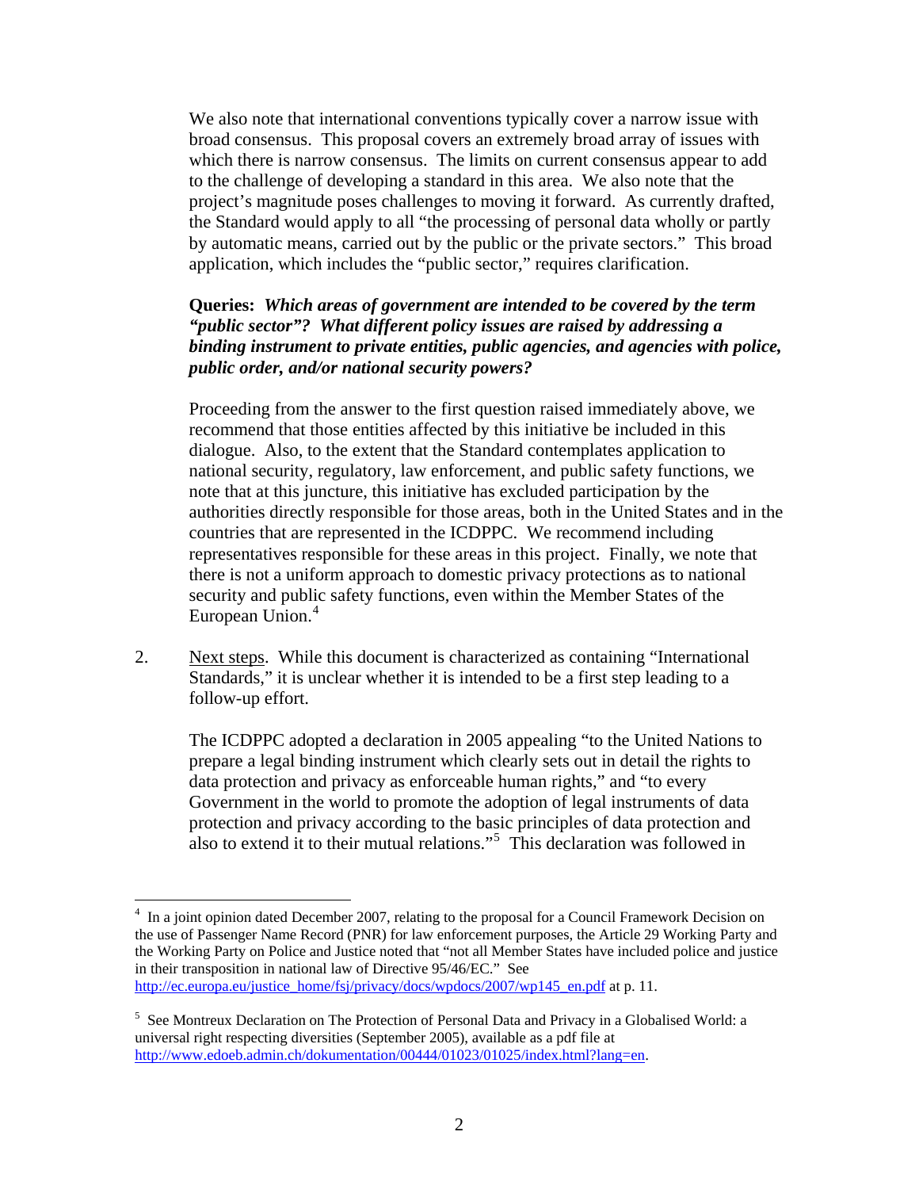We also note that international conventions typically cover a narrow issue with broad consensus. This proposal covers an extremely broad array of issues with which there is narrow consensus. The limits on current consensus appear to add to the challenge of developing a standard in this area. We also note that the project's magnitude poses challenges to moving it forward. As currently drafted, the Standard would apply to all "the processing of personal data wholly or partly by automatic means, carried out by the public or the private sectors." This broad application, which includes the "public sector," requires clarification.

**Queries:** ***Which areas of government are intended to be covered by the term "public sector"? What different policy issues are raised by addressing a binding instrument to private entities, public agencies, and agencies with police, public order, and/or national security powers?***

Proceeding from the answer to the first question raised immediately above, we recommend that those entities affected by this initiative be included in this dialogue. Also, to the extent that the Standard contemplates application to national security, regulatory, law enforcement, and public safety functions, we note that at this juncture, this initiative has excluded participation by the authorities directly responsible for those areas, both in the United States and in the countries that are represented in the ICDPPC. We recommend including representatives responsible for these areas in this project. Finally, we note that there is not a uniform approach to domestic privacy protections as to national security and public safety functions, even within the Member States of the European Union.[4]

2. <u>Next steps</u>. While this document is characterized as containing "International Standards," it is unclear whether it is intended to be a first step leading to a follow-up effort.

The ICDPPC adopted a declaration in 2005 appealing "to the United Nations to prepare a legal binding instrument which clearly sets out in detail the rights to data protection and privacy as enforceable human rights," and "to every Government in the world to promote the adoption of legal instruments of data protection and privacy according to the basic principles of data protection and also to extend it to their mutual relations."[5] This declaration was followed in

---

[4] In a joint opinion dated December 2007, relating to the proposal for a Council Framework Decision on the use of Passenger Name Record (PNR) for law enforcement purposes, the Article 29 Working Party and the Working Party on Police and Justice noted that "not all Member States have included police and justice in their transposition in national law of Directive 95/46/EC." See http://ec.europa.eu/justice_home/fsj/privacy/docs/wpdocs/2007/wp145_en.pdf at p. 11.

[5] See Montreux Declaration on The Protection of Personal Data and Privacy in a Globalised World: a universal right respecting diversities (September 2005), available as a pdf file at http://www.edoeb.admin.ch/dokumentation/00444/01023/01025/index.html?lang=en.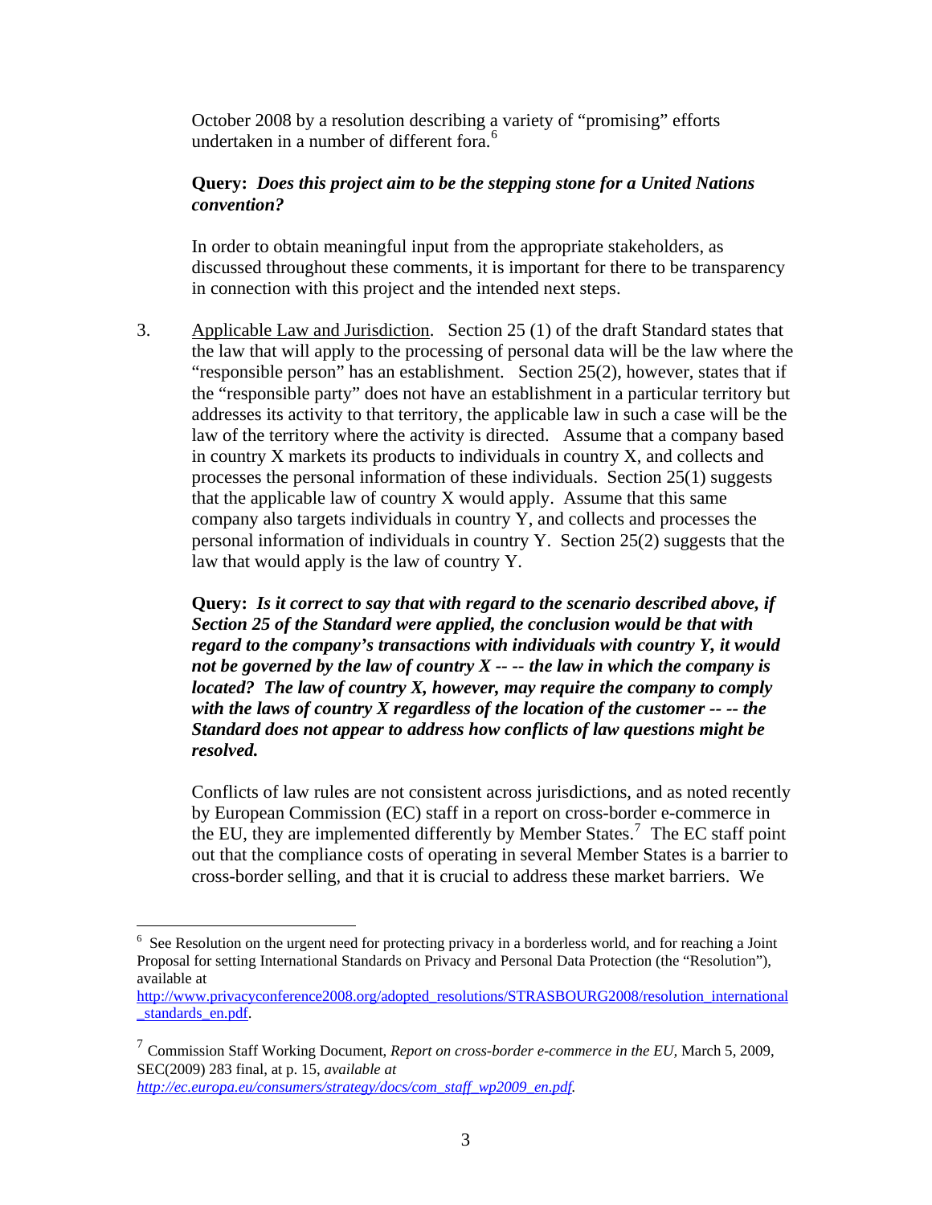October 2008 by a resolution describing a variety of "promising" efforts undertaken in a number of different fora.[6]

**Query:** ***Does this project aim to be the stepping stone for a United Nations convention?***

In order to obtain meaningful input from the appropriate stakeholders, as discussed throughout these comments, it is important for there to be transparency in connection with this project and the intended next steps.

3. Applicable Law and Jurisdiction. Section 25 (1) of the draft Standard states that the law that will apply to the processing of personal data will be the law where the "responsible person" has an establishment. Section 25(2), however, states that if the "responsible party" does not have an establishment in a particular territory but addresses its activity to that territory, the applicable law in such a case will be the law of the territory where the activity is directed. Assume that a company based in country X markets its products to individuals in country X, and collects and processes the personal information of these individuals. Section 25(1) suggests that the applicable law of country X would apply. Assume that this same company also targets individuals in country Y, and collects and processes the personal information of individuals in country Y. Section 25(2) suggests that the law that would apply is the law of country Y.

   **Query:** ***Is it correct to say that with regard to the scenario described above, if Section 25 of the Standard were applied, the conclusion would be that with regard to the company's transactions with individuals with country Y, it would not be governed by the law of country X -- -- the law in which the company is located? The law of country X, however, may require the company to comply with the laws of country X regardless of the location of the customer -- -- the Standard does not appear to address how conflicts of law questions might be resolved.***

   Conflicts of law rules are not consistent across jurisdictions, and as noted recently by European Commission (EC) staff in a report on cross-border e-commerce in the EU, they are implemented differently by Member States.[7] The EC staff point out that the compliance costs of operating in several Member States is a barrier to cross-border selling, and that it is crucial to address these market barriers. We

---

[6] See Resolution on the urgent need for protecting privacy in a borderless world, and for reaching a Joint Proposal for setting International Standards on Privacy and Personal Data Protection (the "Resolution"), available at http://www.privacyconference2008.org/adopted_resolutions/STRASBOURG2008/resolution_international_standards_en.pdf.

[7] Commission Staff Working Document, *Report on cross-border e-commerce in the EU*, March 5, 2009, SEC(2009) 283 final, at p. 15, *available at http://ec.europa.eu/consumers/strategy/docs/com_staff_wp2009_en.pdf.*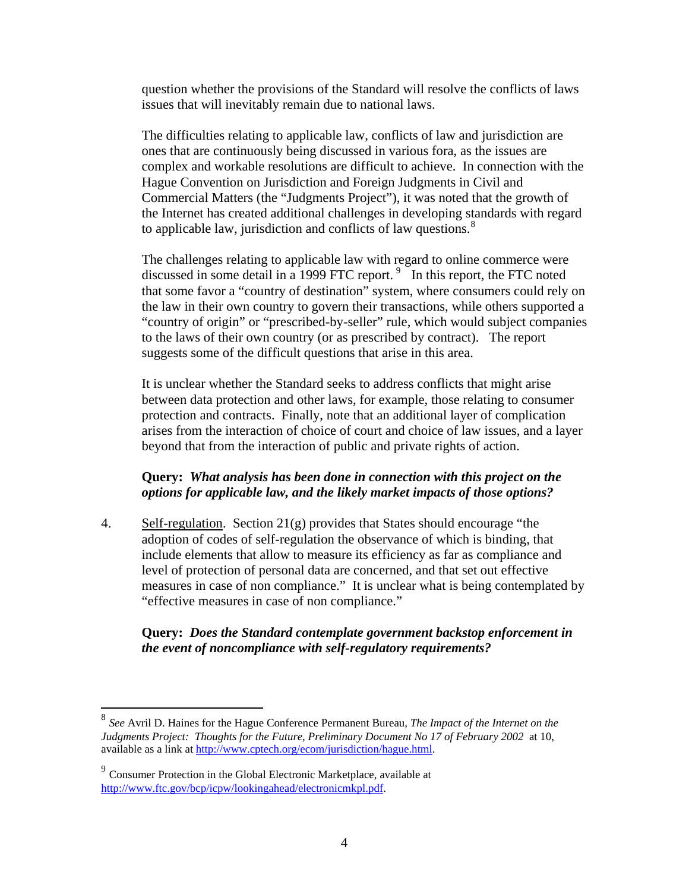question whether the provisions of the Standard will resolve the conflicts of laws issues that will inevitably remain due to national laws.

The difficulties relating to applicable law, conflicts of law and jurisdiction are ones that are continuously being discussed in various fora, as the issues are complex and workable resolutions are difficult to achieve. In connection with the Hague Convention on Jurisdiction and Foreign Judgments in Civil and Commercial Matters (the "Judgments Project"), it was noted that the growth of the Internet has created additional challenges in developing standards with regard to applicable law, jurisdiction and conflicts of law questions.[8]

The challenges relating to applicable law with regard to online commerce were discussed in some detail in a 1999 FTC report.[9] In this report, the FTC noted that some favor a "country of destination" system, where consumers could rely on the law in their own country to govern their transactions, while others supported a "country of origin" or "prescribed-by-seller" rule, which would subject companies to the laws of their own country (or as prescribed by contract). The report suggests some of the difficult questions that arise in this area.

It is unclear whether the Standard seeks to address conflicts that might arise between data protection and other laws, for example, those relating to consumer protection and contracts. Finally, note that an additional layer of complication arises from the interaction of choice of court and choice of law issues, and a layer beyond that from the interaction of public and private rights of action.

**Query:** ***What analysis has been done in connection with this project on the options for applicable law, and the likely market impacts of those options?***

4. Self-regulation. Section 21(g) provides that States should encourage "the adoption of codes of self-regulation the observance of which is binding, that include elements that allow to measure its efficiency as far as compliance and level of protection of personal data are concerned, and that set out effective measures in case of non compliance." It is unclear what is being contemplated by "effective measures in case of non compliance."

**Query:** ***Does the Standard contemplate government backstop enforcement in the event of noncompliance with self-regulatory requirements?***

---

[8] *See* Avril D. Haines for the Hague Conference Permanent Bureau, *The Impact of the Internet on the Judgments Project: Thoughts for the Future, Preliminary Document No 17 of February 2002* at 10, available as a link at http://www.cptech.org/ecom/jurisdiction/hague.html.

[9] Consumer Protection in the Global Electronic Marketplace, available at http://www.ftc.gov/bcp/icpw/lookingahead/electronicmkpl.pdf.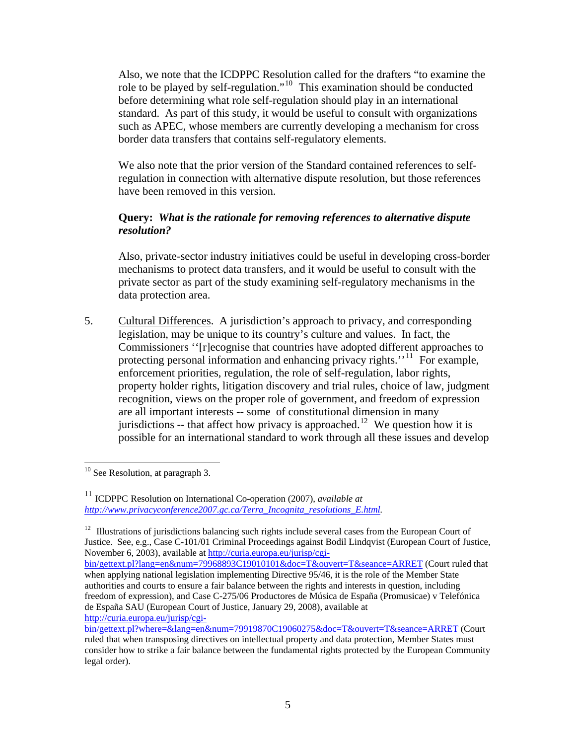Also, we note that the ICDPPC Resolution called for the drafters "to examine the role to be played by self-regulation."[10] This examination should be conducted before determining what role self-regulation should play in an international standard. As part of this study, it would be useful to consult with organizations such as APEC, whose members are currently developing a mechanism for cross border data transfers that contains self-regulatory elements.

We also note that the prior version of the Standard contained references to self-regulation in connection with alternative dispute resolution, but those references have been removed in this version.

**Query:** ***What is the rationale for removing references to alternative dispute resolution?***

Also, private-sector industry initiatives could be useful in developing cross-border mechanisms to protect data transfers, and it would be useful to consult with the private sector as part of the study examining self-regulatory mechanisms in the data protection area.

5. Cultural Differences. A jurisdiction's approach to privacy, and corresponding legislation, may be unique to its country's culture and values. In fact, the Commissioners ''[r]ecognise that countries have adopted different approaches to protecting personal information and enhancing privacy rights.''[11] For example, enforcement priorities, regulation, the role of self-regulation, labor rights, property holder rights, litigation discovery and trial rules, choice of law, judgment recognition, views on the proper role of government, and freedom of expression are all important interests -- some of constitutional dimension in many jurisdictions -- that affect how privacy is approached.[12] We question how it is possible for an international standard to work through all these issues and develop

---

[10] See Resolution, at paragraph 3.

[11] ICDPPC Resolution on International Co-operation (2007), *available at* *http://www.privacyconference2007.gc.ca/Terra_Incognita_resolutions_E.html.*

[12] Illustrations of jurisdictions balancing such rights include several cases from the European Court of Justice. See, e.g., Case C-101/01 Criminal Proceedings against Bodil Lindqvist (European Court of Justice, November 6, 2003), available at http://curia.europa.eu/jurisp/cgi-bin/gettext.pl?lang=en&num=79968893C19010101&doc=T&ouvert=T&seance=ARRET (Court ruled that when applying national legislation implementing Directive 95/46, it is the role of the Member State authorities and courts to ensure a fair balance between the rights and interests in question, including freedom of expression), and Case C-275/06 Productores de Música de España (Promusicae) v Telefónica de España SAU (European Court of Justice, January 29, 2008), available at http://curia.europa.eu/jurisp/cgi-bin/gettext.pl?where=&lang=en&num=79919870C19060275&doc=T&ouvert=T&seance=ARRET (Court ruled that when transposing directives on intellectual property and data protection, Member States must consider how to strike a fair balance between the fundamental rights protected by the European Community legal order).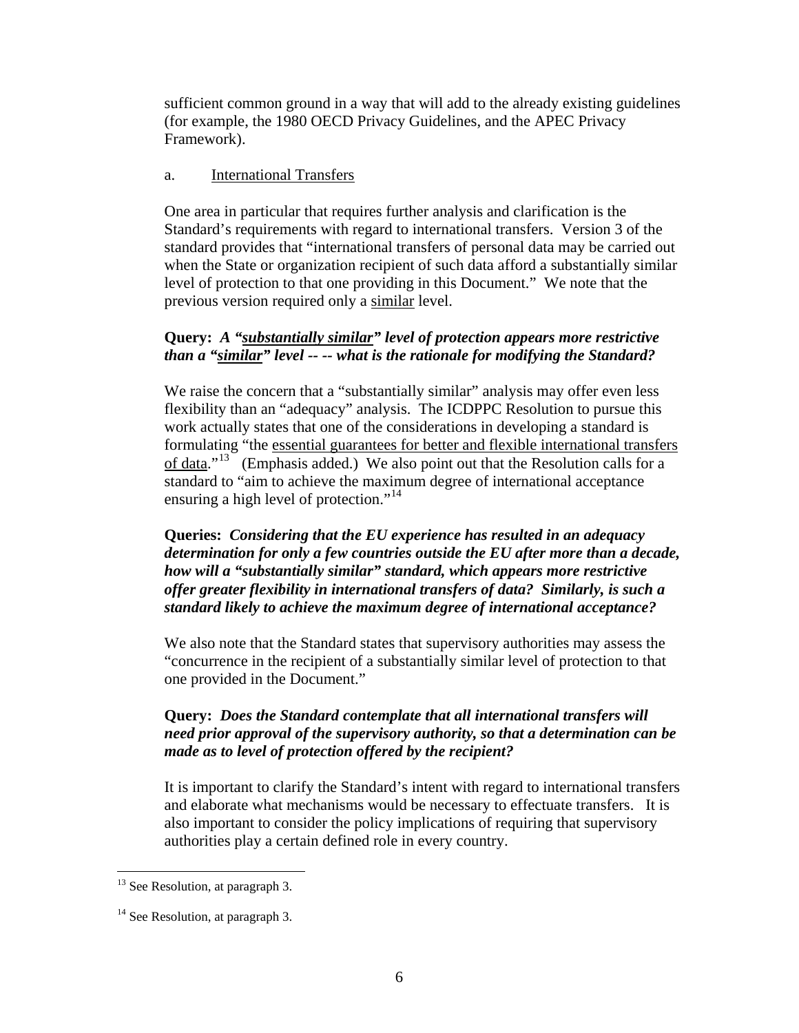sufficient common ground in a way that will add to the already existing guidelines (for example, the 1980 OECD Privacy Guidelines, and the APEC Privacy Framework).

a. International Transfers

One area in particular that requires further analysis and clarification is the Standard's requirements with regard to international transfers. Version 3 of the standard provides that "international transfers of personal data may be carried out when the State or organization recipient of such data afford a substantially similar level of protection to that one providing in this Document." We note that the previous version required only a similar level.

**Query:** ***A "substantially similar" level of protection appears more restrictive than a "similar" level -- -- what is the rationale for modifying the Standard?***

We raise the concern that a "substantially similar" analysis may offer even less flexibility than an "adequacy" analysis. The ICDPPC Resolution to pursue this work actually states that one of the considerations in developing a standard is formulating "the essential guarantees for better and flexible international transfers of data."[13] (Emphasis added.) We also point out that the Resolution calls for a standard to "aim to achieve the maximum degree of international acceptance ensuring a high level of protection."[14]

**Queries:** ***Considering that the EU experience has resulted in an adequacy determination for only a few countries outside the EU after more than a decade, how will a "substantially similar" standard, which appears more restrictive offer greater flexibility in international transfers of data? Similarly, is such a standard likely to achieve the maximum degree of international acceptance?***

We also note that the Standard states that supervisory authorities may assess the "concurrence in the recipient of a substantially similar level of protection to that one provided in the Document."

**Query:** ***Does the Standard contemplate that all international transfers will need prior approval of the supervisory authority, so that a determination can be made as to level of protection offered by the recipient?***

It is important to clarify the Standard's intent with regard to international transfers and elaborate what mechanisms would be necessary to effectuate transfers. It is also important to consider the policy implications of requiring that supervisory authorities play a certain defined role in every country.

---

[13] See Resolution, at paragraph 3.

[14] See Resolution, at paragraph 3.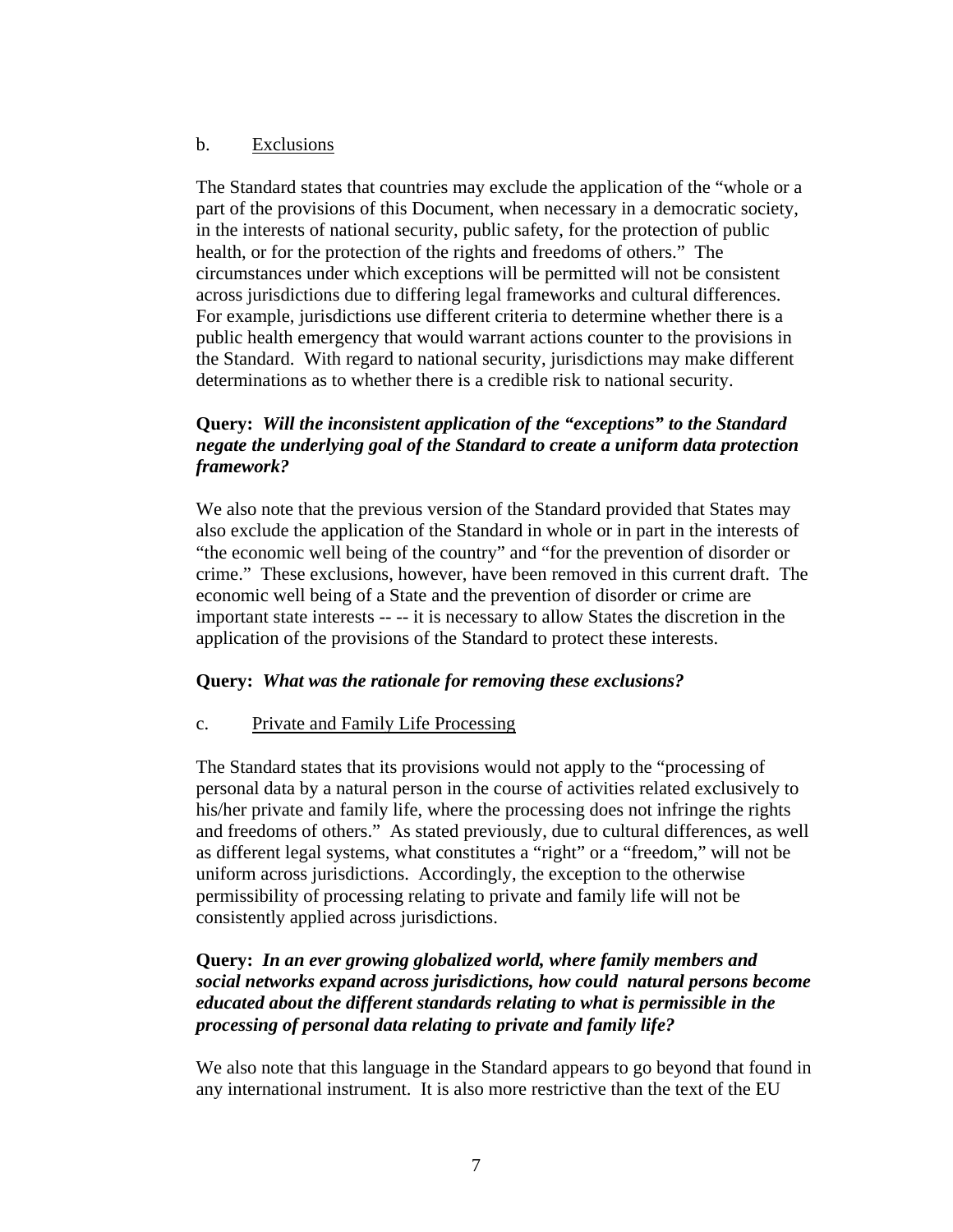b. Exclusions

The Standard states that countries may exclude the application of the "whole or a part of the provisions of this Document, when necessary in a democratic society, in the interests of national security, public safety, for the protection of public health, or for the protection of the rights and freedoms of others." The circumstances under which exceptions will be permitted will not be consistent across jurisdictions due to differing legal frameworks and cultural differences. For example, jurisdictions use different criteria to determine whether there is a public health emergency that would warrant actions counter to the provisions in the Standard. With regard to national security, jurisdictions may make different determinations as to whether there is a credible risk to national security.

**Query:** ***Will the inconsistent application of the "exceptions" to the Standard negate the underlying goal of the Standard to create a uniform data protection framework?***

We also note that the previous version of the Standard provided that States may also exclude the application of the Standard in whole or in part in the interests of "the economic well being of the country" and "for the prevention of disorder or crime." These exclusions, however, have been removed in this current draft. The economic well being of a State and the prevention of disorder or crime are important state interests -- -- it is necessary to allow States the discretion in the application of the provisions of the Standard to protect these interests.

**Query:** ***What was the rationale for removing these exclusions?***

c. Private and Family Life Processing

The Standard states that its provisions would not apply to the "processing of personal data by a natural person in the course of activities related exclusively to his/her private and family life, where the processing does not infringe the rights and freedoms of others." As stated previously, due to cultural differences, as well as different legal systems, what constitutes a "right" or a "freedom," will not be uniform across jurisdictions. Accordingly, the exception to the otherwise permissibility of processing relating to private and family life will not be consistently applied across jurisdictions.

**Query:** ***In an ever growing globalized world, where family members and social networks expand across jurisdictions, how could natural persons become educated about the different standards relating to what is permissible in the processing of personal data relating to private and family life?***

We also note that this language in the Standard appears to go beyond that found in any international instrument. It is also more restrictive than the text of the EU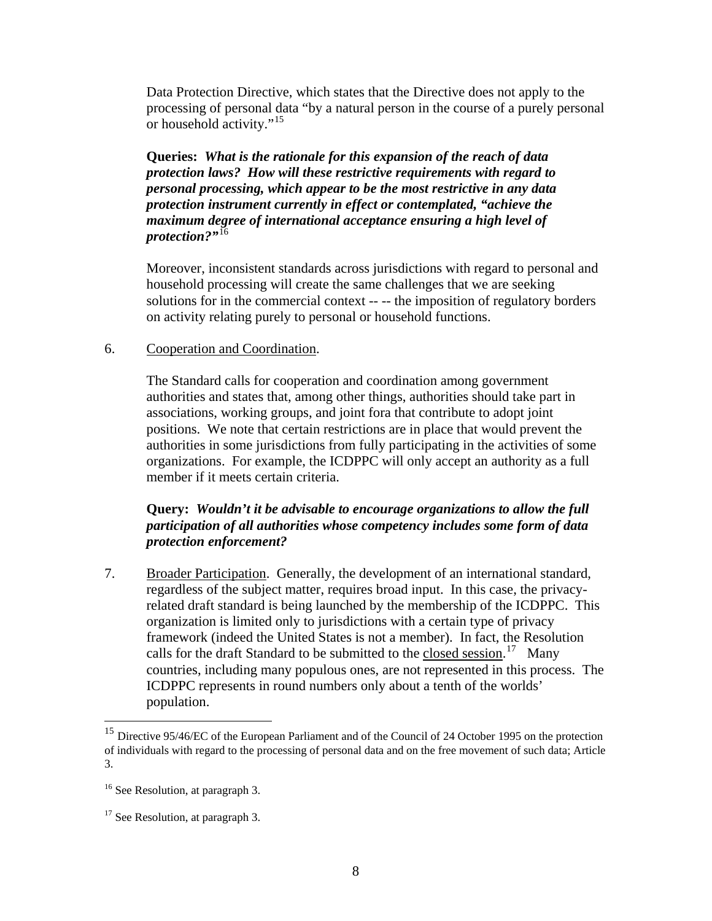Data Protection Directive, which states that the Directive does not apply to the processing of personal data "by a natural person in the course of a purely personal or household activity."[15]

**Queries:** ***What is the rationale for this expansion of the reach of data protection laws? How will these restrictive requirements with regard to personal processing, which appear to be the most restrictive in any data protection instrument currently in effect or contemplated, "achieve the maximum degree of international acceptance ensuring a high level of protection?"***[16]

Moreover, inconsistent standards across jurisdictions with regard to personal and household processing will create the same challenges that we are seeking solutions for in the commercial context -- -- the imposition of regulatory borders on activity relating purely to personal or household functions.

6. <u>Cooperation and Coordination</u>.

The Standard calls for cooperation and coordination among government authorities and states that, among other things, authorities should take part in associations, working groups, and joint fora that contribute to adopt joint positions. We note that certain restrictions are in place that would prevent the authorities in some jurisdictions from fully participating in the activities of some organizations. For example, the ICDPPC will only accept an authority as a full member if it meets certain criteria.

**Query:** ***Wouldn't it be advisable to encourage organizations to allow the full participation of all authorities whose competency includes some form of data protection enforcement?***

7. <u>Broader Participation</u>. Generally, the development of an international standard, regardless of the subject matter, requires broad input. In this case, the privacy-related draft standard is being launched by the membership of the ICDPPC. This organization is limited only to jurisdictions with a certain type of privacy framework (indeed the United States is not a member). In fact, the Resolution calls for the draft Standard to be submitted to the <u>closed session</u>.[17] Many countries, including many populous ones, are not represented in this process. The ICDPPC represents in round numbers only about a tenth of the worlds' population.

---

[15] Directive 95/46/EC of the European Parliament and of the Council of 24 October 1995 on the protection of individuals with regard to the processing of personal data and on the free movement of such data; Article 3.

[16] See Resolution, at paragraph 3.

[17] See Resolution, at paragraph 3.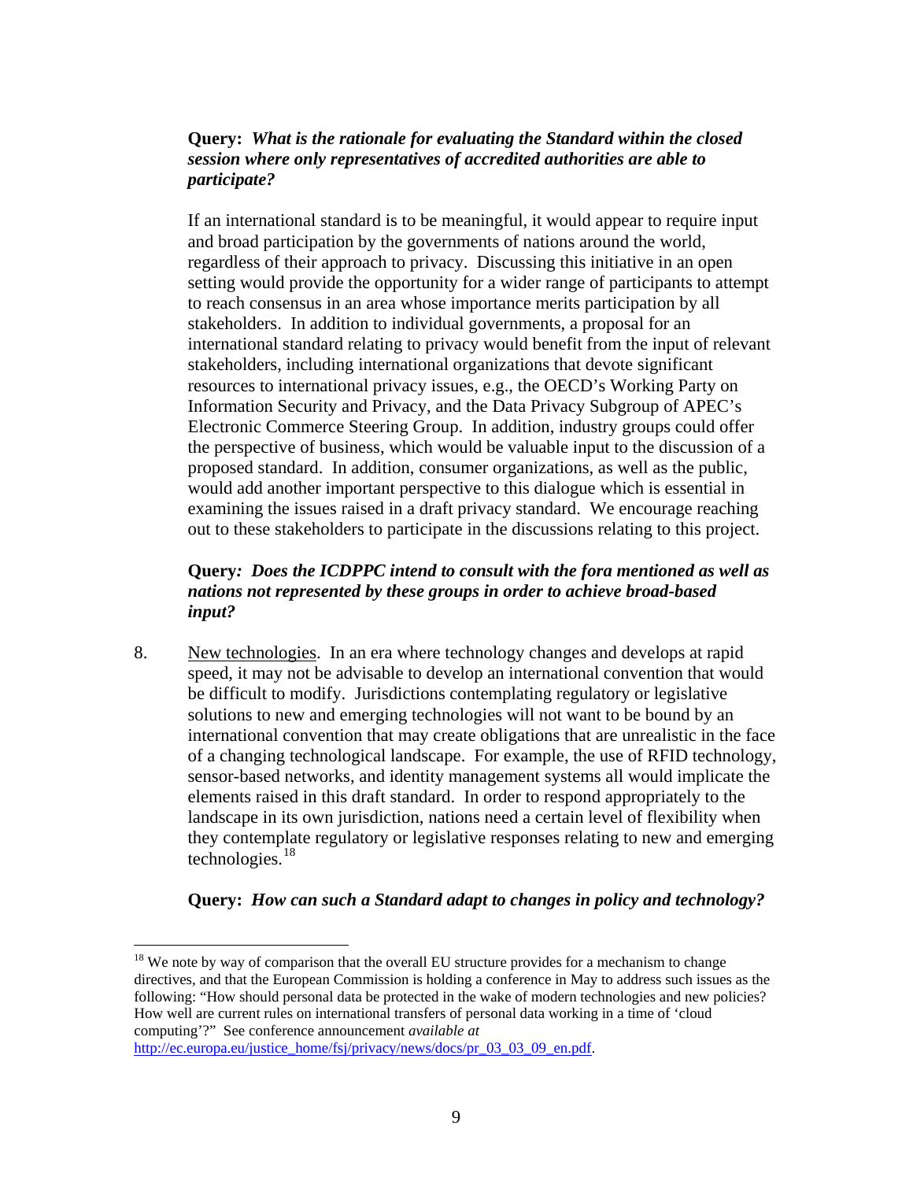**Query:** ***What is the rationale for evaluating the Standard within the closed session where only representatives of accredited authorities are able to participate?***

If an international standard is to be meaningful, it would appear to require input and broad participation by the governments of nations around the world, regardless of their approach to privacy. Discussing this initiative in an open setting would provide the opportunity for a wider range of participants to attempt to reach consensus in an area whose importance merits participation by all stakeholders. In addition to individual governments, a proposal for an international standard relating to privacy would benefit from the input of relevant stakeholders, including international organizations that devote significant resources to international privacy issues, e.g., the OECD's Working Party on Information Security and Privacy, and the Data Privacy Subgroup of APEC's Electronic Commerce Steering Group. In addition, industry groups could offer the perspective of business, which would be valuable input to the discussion of a proposed standard. In addition, consumer organizations, as well as the public, would add another important perspective to this dialogue which is essential in examining the issues raised in a draft privacy standard. We encourage reaching out to these stakeholders to participate in the discussions relating to this project.

**Query:** ***Does the ICDPPC intend to consult with the fora mentioned as well as nations not represented by these groups in order to achieve broad-based input?***

8. New technologies. In an era where technology changes and develops at rapid speed, it may not be advisable to develop an international convention that would be difficult to modify. Jurisdictions contemplating regulatory or legislative solutions to new and emerging technologies will not want to be bound by an international convention that may create obligations that are unrealistic in the face of a changing technological landscape. For example, the use of RFID technology, sensor-based networks, and identity management systems all would implicate the elements raised in this draft standard. In order to respond appropriately to the landscape in its own jurisdiction, nations need a certain level of flexibility when they contemplate regulatory or legislative responses relating to new and emerging technologies.[18]

**Query:** ***How can such a Standard adapt to changes in policy and technology?***

---

[18] We note by way of comparison that the overall EU structure provides for a mechanism to change directives, and that the European Commission is holding a conference in May to address such issues as the following: "How should personal data be protected in the wake of modern technologies and new policies? How well are current rules on international transfers of personal data working in a time of 'cloud computing'?" See conference announcement *available at* http://ec.europa.eu/justice_home/fsj/privacy/news/docs/pr_03_03_09_en.pdf.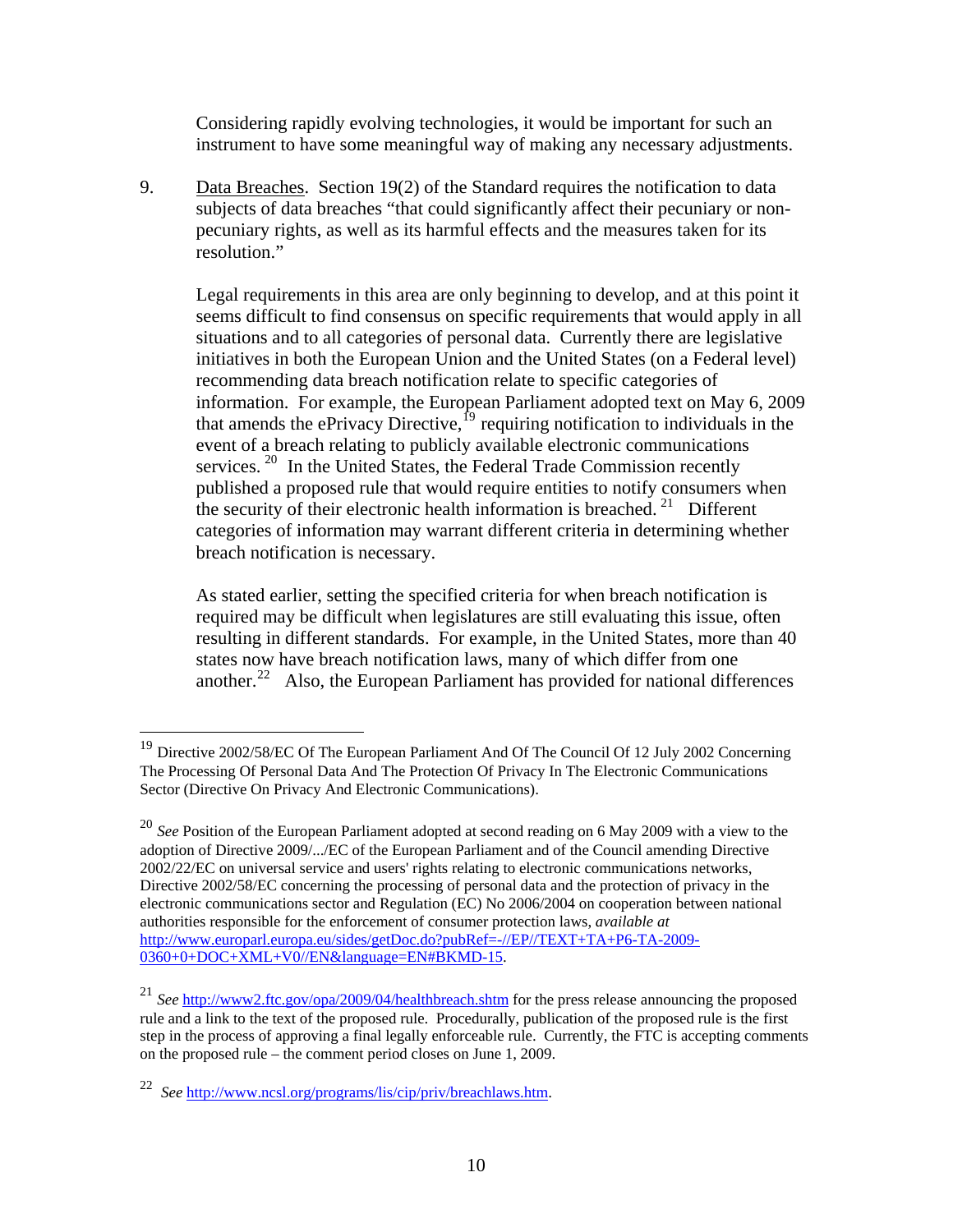Considering rapidly evolving technologies, it would be important for such an instrument to have some meaningful way of making any necessary adjustments.

9. Data Breaches. Section 19(2) of the Standard requires the notification to data subjects of data breaches "that could significantly affect their pecuniary or non-pecuniary rights, as well as its harmful effects and the measures taken for its resolution."

   Legal requirements in this area are only beginning to develop, and at this point it seems difficult to find consensus on specific requirements that would apply in all situations and to all categories of personal data. Currently there are legislative initiatives in both the European Union and the United States (on a Federal level) recommending data breach notification relate to specific categories of information. For example, the European Parliament adopted text on May 6, 2009 that amends the ePrivacy Directive,[19] requiring notification to individuals in the event of a breach relating to publicly available electronic communications services.[20] In the United States, the Federal Trade Commission recently published a proposed rule that would require entities to notify consumers when the security of their electronic health information is breached.[21] Different categories of information may warrant different criteria in determining whether breach notification is necessary.

   As stated earlier, setting the specified criteria for when breach notification is required may be difficult when legislatures are still evaluating this issue, often resulting in different standards. For example, in the United States, more than 40 states now have breach notification laws, many of which differ from one another.[22] Also, the European Parliament has provided for national differences

---

[19] Directive 2002/58/EC Of The European Parliament And Of The Council Of 12 July 2002 Concerning The Processing Of Personal Data And The Protection Of Privacy In The Electronic Communications Sector (Directive On Privacy And Electronic Communications).

[20] *See* Position of the European Parliament adopted at second reading on 6 May 2009 with a view to the adoption of Directive 2009/.../EC of the European Parliament and of the Council amending Directive 2002/22/EC on universal service and users' rights relating to electronic communications networks, Directive 2002/58/EC concerning the processing of personal data and the protection of privacy in the electronic communications sector and Regulation (EC) No 2006/2004 on cooperation between national authorities responsible for the enforcement of consumer protection laws, *available at* http://www.europarl.europa.eu/sides/getDoc.do?pubRef=-//EP//TEXT+TA+P6-TA-2009-0360+0+DOC+XML+V0//EN&language=EN#BKMD-15.

[21] *See* http://www2.ftc.gov/opa/2009/04/healthbreach.shtm for the press release announcing the proposed rule and a link to the text of the proposed rule. Procedurally, publication of the proposed rule is the first step in the process of approving a final legally enforceable rule. Currently, the FTC is accepting comments on the proposed rule – the comment period closes on June 1, 2009.

[22] *See* http://www.ncsl.org/programs/lis/cip/priv/breachlaws.htm.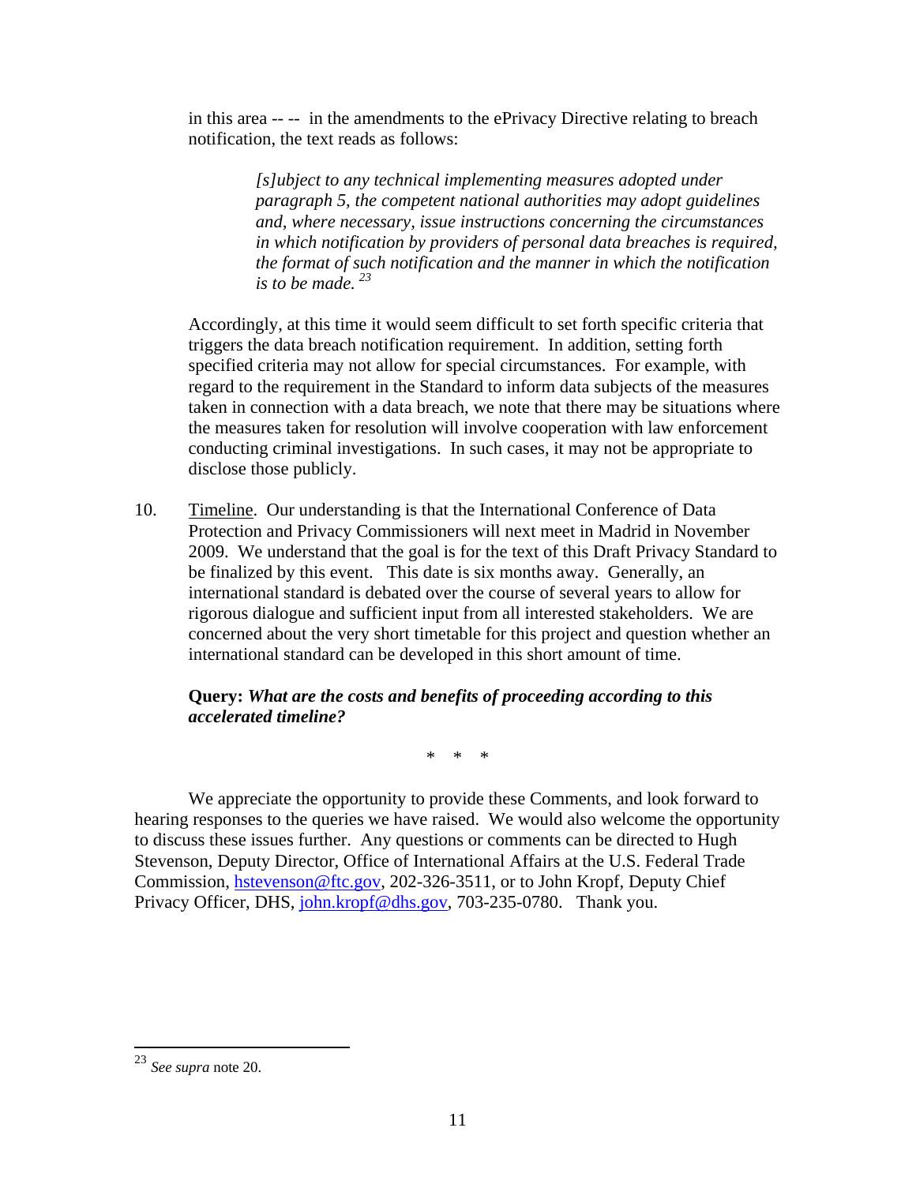in this area -- -- in the amendments to the ePrivacy Directive relating to breach notification, the text reads as follows:

> *[s]ubject to any technical implementing measures adopted under paragraph 5, the competent national authorities may adopt guidelines and, where necessary, issue instructions concerning the circumstances in which notification by providers of personal data breaches is required, the format of such notification and the manner in which the notification is to be made.* [23]

Accordingly, at this time it would seem difficult to set forth specific criteria that triggers the data breach notification requirement. In addition, setting forth specified criteria may not allow for special circumstances. For example, with regard to the requirement in the Standard to inform data subjects of the measures taken in connection with a data breach, we note that there may be situations where the measures taken for resolution will involve cooperation with law enforcement conducting criminal investigations. In such cases, it may not be appropriate to disclose those publicly.

10. Timeline. Our understanding is that the International Conference of Data Protection and Privacy Commissioners will next meet in Madrid in November 2009. We understand that the goal is for the text of this Draft Privacy Standard to be finalized by this event. This date is six months away. Generally, an international standard is debated over the course of several years to allow for rigorous dialogue and sufficient input from all interested stakeholders. We are concerned about the very short timetable for this project and question whether an international standard can be developed in this short amount of time.

**Query:** ***What are the costs and benefits of proceeding according to this accelerated timeline?***

\* \* \*

We appreciate the opportunity to provide these Comments, and look forward to hearing responses to the queries we have raised. We would also welcome the opportunity to discuss these issues further. Any questions or comments can be directed to Hugh Stevenson, Deputy Director, Office of International Affairs at the U.S. Federal Trade Commission, hstevenson@ftc.gov, 202-326-3511, or to John Kropf, Deputy Chief Privacy Officer, DHS, john.kropf@dhs.gov, 703-235-0780. Thank you.

---

[23] *See supra* note 20.